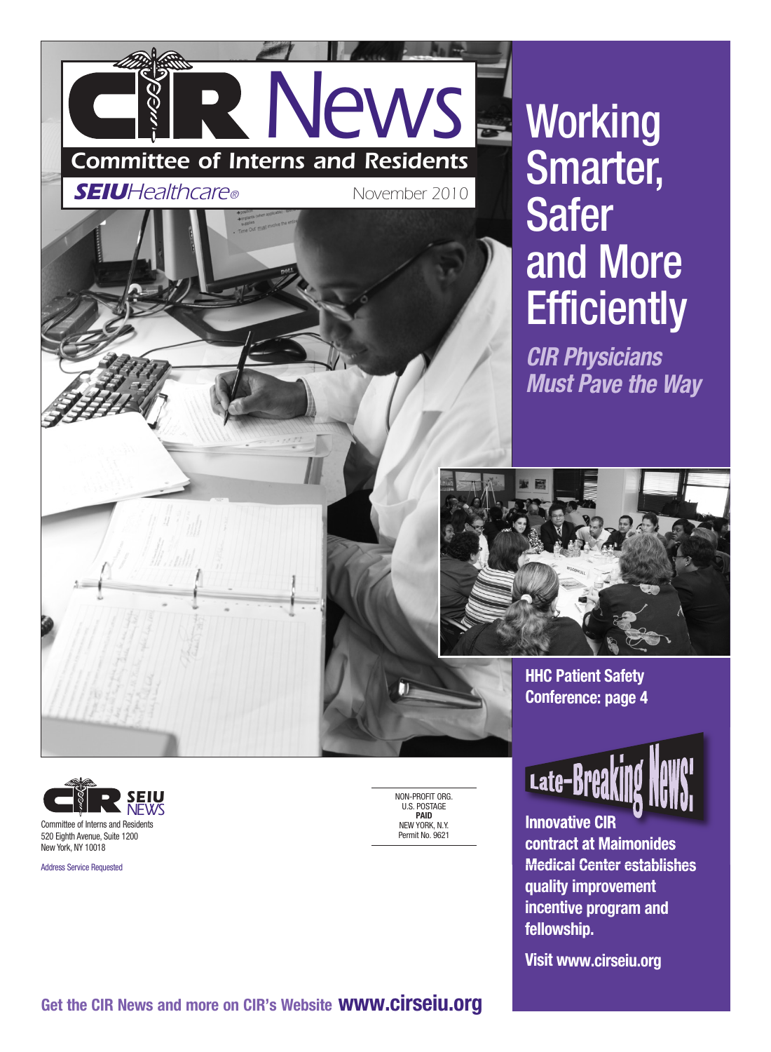# CIR News

*Committee of Interns and Residents*

***SEIU**Healthcare®*

November 2010

# Working Smarter, Safer and More Efficiently

## *CIR Physicians Must Pave the Way*

**HHC Patient Safety Conference: page 4**

**Late-Breaking News!**

**Innovative CIR contract at Maimonides Medical Center establishes quality improvement incentive program and fellowship.**

**Visit www.cirseiu.org**

CIR SEIU NEWS
Committee of Interns and Residents
520 Eighth Avenue, Suite 1200
New York, NY 10018

Address Service Requested

NON-PROFIT ORG.
U.S. POSTAGE
**PAID**
NEW YORK, N.Y.
Permit No. 9621

**Get the CIR News and more on CIR's Website www.cirseiu.org**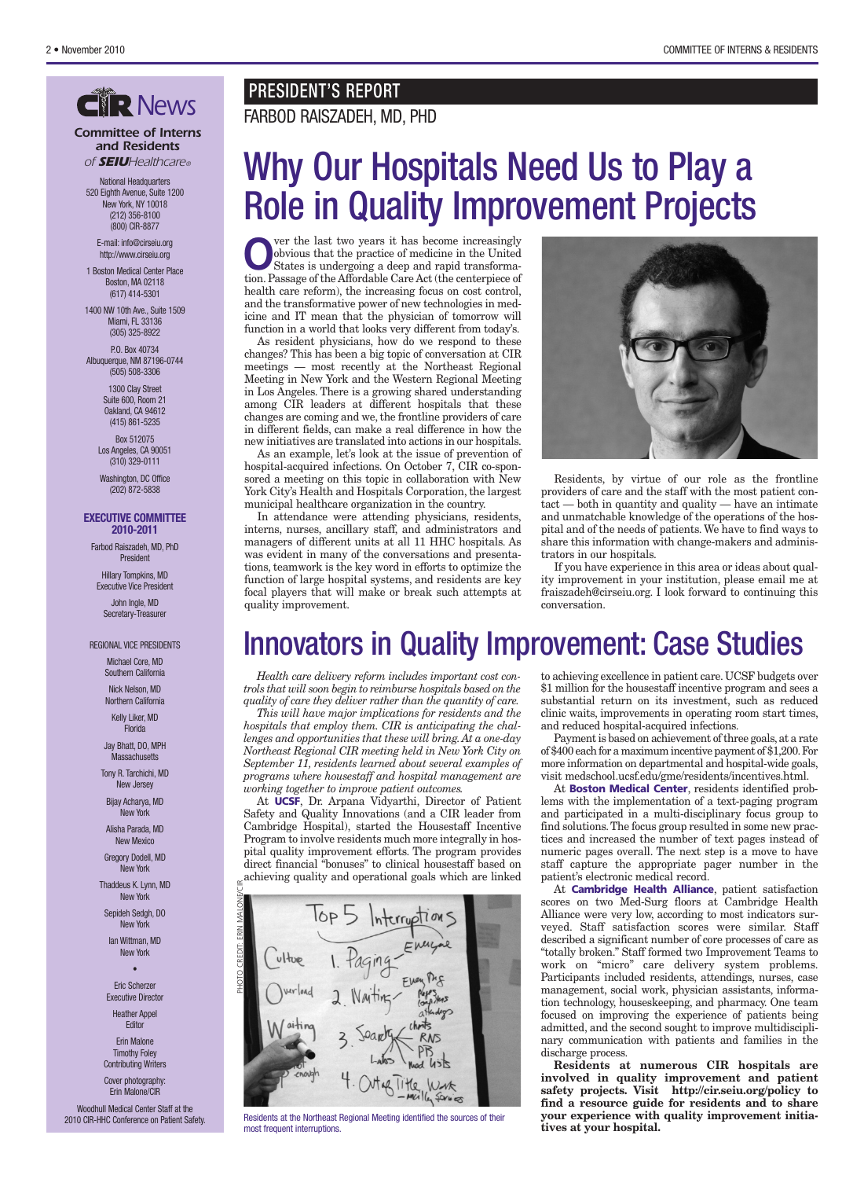# CIR News

***Committee of Interns and Residents*** *of* ***SEIU****Healthcare®*

National Headquarters
520 Eighth Avenue, Suite 1200
New York, NY 10018
(212) 356-8100
(800) CIR-8877

E-mail: info@cirseiu.org
http://www.cirseiu.org

1 Boston Medical Center Place
Boston, MA 02118
(617) 414-5301

1400 NW 10th Ave., Suite 1509
Miami, FL 33136
(305) 325-8922

P.O. Box 40734
Albuquerque, NM 87196-0744
(505) 508-3306

1300 Clay Street
Suite 600, Room 21
Oakland, CA 94612
(415) 861-5235

Box 512075
Los Angeles, CA 90051
(310) 329-0111

Washington, DC Office
(202) 872-5838

**EXECUTIVE COMMITTEE 2010-2011**

Farbod Raiszadeh, MD, PhD
President

Hillary Tompkins, MD
Executive Vice President

John Ingle, MD
Secretary-Treasurer

REGIONAL VICE PRESIDENTS

Michael Core, MD
Southern California

Nick Nelson, MD
Northern California

Kelly Liker, MD
Florida

Jay Bhatt, DO, MPH
Massachusetts

Tony R. Tarchichi, MD
New Jersey

Bijay Acharya, MD
New York

Alisha Parada, MD
New Mexico

Gregory Dodell, MD
New York

Thaddeus K. Lynn, MD
New York

Sepideh Sedgh, DO
New York

Ian Wittman, MD
New York

•

Eric Scherzer
Executive Director

Heather Appel
Editor

Erin Malone
Timothy Foley
Contributing Writers

Cover photography:
Erin Malone/CIR

Woodhull Medical Center Staff at the 2010 CIR-HHC Conference on Patient Safety.

## PRESIDENT'S REPORT

FARBOD RAISZADEH, MD, PHD

# Why Our Hospitals Need Us to Play a Role in Quality Improvement Projects

Over the last two years it has become increasingly obvious that the practice of medicine in the United States is undergoing a deep and rapid transformation. Passage of the Affordable Care Act (the centerpiece of health care reform), the increasing focus on cost control, and the transformative power of new technologies in medicine and IT mean that the physician of tomorrow will function in a world that looks very different from today's.

As resident physicians, how do we respond to these changes? This has been a big topic of conversation at CIR meetings — most recently at the Northeast Regional Meeting in New York and the Western Regional Meeting in Los Angeles. There is a growing shared understanding among CIR leaders at different hospitals that these changes are coming and we, the frontline providers of care in different fields, can make a real difference in how the new initiatives are translated into actions in our hospitals.

As an example, let's look at the issue of prevention of hospital-acquired infections. On October 7, CIR co-sponsored a meeting on this topic in collaboration with New York City's Health and Hospitals Corporation, the largest municipal healthcare organization in the country.

In attendance were attending physicians, residents, interns, nurses, ancillary staff, and administrators and managers of different units at all 11 HHC hospitals. As was evident in many of the conversations and presentations, teamwork is the key word in efforts to optimize the function of large hospital systems, and residents are key focal players that will make or break such attempts at quality improvement.

Residents, by virtue of our role as the frontline providers of care and the staff with the most patient contact — both in quantity and quality — have an intimate and unmatchable knowledge of the operations of the hospital and of the needs of patients. We have to find ways to share this information with change-makers and administrators in our hospitals.

If you have experience in this area or ideas about quality improvement in your institution, please email me at fraiszadeh@cirseiu.org. I look forward to continuing this conversation.

# Innovators in Quality Improvement: Case Studies

*Health care delivery reform includes important cost controls that will soon begin to reimburse hospitals based on the quality of care they deliver rather than the quantity of care.*

*This will have major implications for residents and the hospitals that employ them. CIR is anticipating the challenges and opportunities that these will bring. At a one-day Northeast Regional CIR meeting held in New York City on September 11, residents learned about several examples of programs where housestaff and hospital management are working together to improve patient outcomes.*

At **UCSF**, Dr. Arpana Vidyarthi, Director of Patient Safety and Quality Innovations (and a CIR leader from Cambridge Hospital), started the Housestaff Incentive Program to involve residents much more integrally in hospital quality improvement efforts. The program provides direct financial "bonuses" to clinical housestaff based on achieving quality and operational goals which are linked to achieving excellence in patient care. UCSF budgets over $1 million for the housestaff incentive program and sees a substantial return on its investment, such as reduced clinic waits, improvements in operating room start times, and reduced hospital-acquired infections.

Payment is based on achievement of three goals, at a rate of $400 each for a maximum incentive payment of $1,200. For more information on departmental and hospital-wide goals, visit medschool.ucsf.edu/gme/residents/incentives.html.

PHOTO CREDIT: ERIN MALONE/CIR

Residents at the Northeast Regional Meeting identified the sources of their most frequent interruptions.

At **Boston Medical Center**, residents identified problems with the implementation of a text-paging program and participated in a multi-disciplinary focus group to find solutions. The focus group resulted in some new practices and increased the number of text pages instead of numeric pages overall. The next step is a move to have staff capture the appropriate pager number in the patient's electronic medical record.

At **Cambridge Health Alliance**, patient satisfaction scores on two Med-Surg floors at Cambridge Health Alliance were very low, according to most indicators surveyed. Staff satisfaction scores were similar. Staff described a significant number of core processes of care as "totally broken." Staff formed two Improvement Teams to work on "micro" care delivery system problems. Participants included residents, attendings, nurses, case management, social work, physician assistants, information technology, housekeeping, and pharmacy. One team focused on improving the experience of patients being admitted, and the second sought to improve multidisciplinary communication with patients and families in the discharge process.

**Residents at numerous CIR hospitals are involved in quality improvement and patient safety projects. Visit http://cir.seiu.org/policy to find a resource guide for residents and to share your experience with quality improvement initiatives at your hospital.**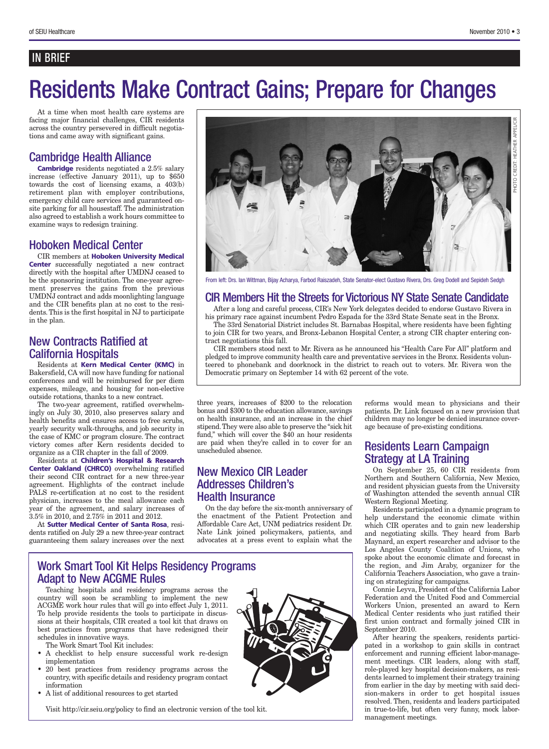IN BRIEF

# Residents Make Contract Gains; Prepare for Changes

At a time when most health care systems are facing major financial challenges, CIR residents across the country persevered in difficult negotiations and came away with significant gains.

## Cambridge Health Alliance

**Cambridge** residents negotiated a 2.5% salary increase (effective January 2011), up to $650 towards the cost of licensing exams, a 403(b) retirement plan with employer contributions, emergency child care services and guaranteed on-site parking for all housestaff. The administration also agreed to establish a work hours committee to examine ways to redesign training.

## Hoboken Medical Center

CIR members at **Hoboken University Medical Center** successfully negotiated a new contract directly with the hospital after UMDNJ ceased to be the sponsoring institution. The one-year agreement preserves the gains from the previous UMDNJ contract and adds moonlighting language and the CIR benefits plan at no cost to the residents. This is the first hospital in NJ to participate in the plan.

## New Contracts Ratified at California Hospitals

Residents at **Kern Medical Center (KMC)** in Bakersfield, CA will now have funding for national conferences and will be reimbursed for per diem expenses, mileage, and housing for non-elective outside rotations, thanks to a new contract.

The two-year agreement, ratified overwhelmingly on July 30, 2010, also preserves salary and health benefits and ensures access to free scrubs, yearly security walk-throughs, and job security in the case of KMC or program closure. The contract victory comes after Kern residents decided to organize as a CIR chapter in the fall of 2009.

Residents at **Children's Hospital & Research Center Oakland (CHRCO)** overwhelming ratified their second CIR contract for a new three-year agreement. Highlights of the contract include PALS re-certification at no cost to the resident physician, increases to the meal allowance each year of the agreement, and salary increases of 3.5% in 2010, and 2.75% in 2011 and 2012.

At **Sutter Medical Center of Santa Rosa**, residents ratified on July 29 a new three-year contract guaranteeing them salary increases over the next three years, increases of $200 to the relocation bonus and $300 to the education allowance, savings on health insurance, and an increase in the chief stipend. They were also able to preserve the "sick hit fund," which will cover the $40 an hour residents are paid when they're called in to cover for an unscheduled absence.

PHOTO CREDIT: HEATHER APPEL/CIR

From left: Drs. Ian Wittman, Bijay Acharya, Farbod Raiszadeh, State Senator-elect Gustavo Rivera, Drs. Greg Dodell and Sepideh Sedgh

## CIR Members Hit the Streets for Victorious NY State Senate Candidate

After a long and careful process, CIR's New York delegates decided to endorse Gustavo Rivera in his primary race against incumbent Pedro Espada for the 33rd State Senate seat in the Bronx.

The 33rd Senatorial District includes St. Barnabas Hospital, where residents have been fighting to join CIR for two years, and Bronx-Lebanon Hospital Center, a strong CIR chapter entering contract negotiations this fall.

CIR members stood next to Mr. Rivera as he announced his "Health Care For All" platform and pledged to improve community health care and preventative services in the Bronx. Residents volunteered to phonebank and doorknock in the district to reach out to voters. Mr. Rivera won the Democratic primary on September 14 with 62 percent of the vote.

## New Mexico CIR Leader Addresses Children's Health Insurance

On the day before the six-month anniversary of the enactment of the Patient Protection and Affordable Care Act, UNM pediatrics resident Dr. Nate Link joined policymakers, patients, and advocates at a press event to explain what the reforms would mean to physicians and their patients. Dr. Link focused on a new provision that children may no longer be denied insurance coverage because of pre-existing conditions.

## Residents Learn Campaign Strategy at LA Training

On September 25, 60 CIR residents from Northern and Southern California, New Mexico, and resident physician guests from the University of Washington attended the seventh annual CIR Western Regional Meeting.

Residents participated in a dynamic program to help understand the economic climate within which CIR operates and to gain new leadership and negotiating skills. They heard from Barb Maynard, an expert researcher and advisor to the Los Angeles County Coalition of Unions, who spoke about the economic climate and forecast in the region, and Jim Araby, organizer for the California Teachers Association, who gave a training on strategizing for campaigns.

Connie Leyva, President of the California Labor Federation and the United Food and Commercial Workers Union, presented an award to Kern Medical Center residents who just ratified their first union contract and formally joined CIR in September 2010.

After hearing the speakers, residents participated in a workshop to gain skills in contract enforcement and running efficient labor-management meetings. CIR leaders, along with staff, role-played key hospital decision-makers, as residents learned to implement their strategy training from earlier in the day by meeting with said decision-makers in order to get hospital issues resolved. Then, residents and leaders participated in true-to-life, but often very funny, mock labor-management meetings.

## Work Smart Tool Kit Helps Residency Programs Adapt to New ACGME Rules

Teaching hospitals and residency programs across the country will soon be scrambling to implement the new ACGME work hour rules that will go into effect July 1, 2011. To help provide residents the tools to participate in discussions at their hospitals, CIR created a tool kit that draws on best practices from programs that have redesigned their schedules in innovative ways.

The Work Smart Tool Kit includes:

- A checklist to help ensure successful work re-design implementation
- 20 best practices from residency programs across the country, with specific details and residency program contact information
- A list of additional resources to get started

Visit http://cir.seiu.org/policy to find an electronic version of the tool kit.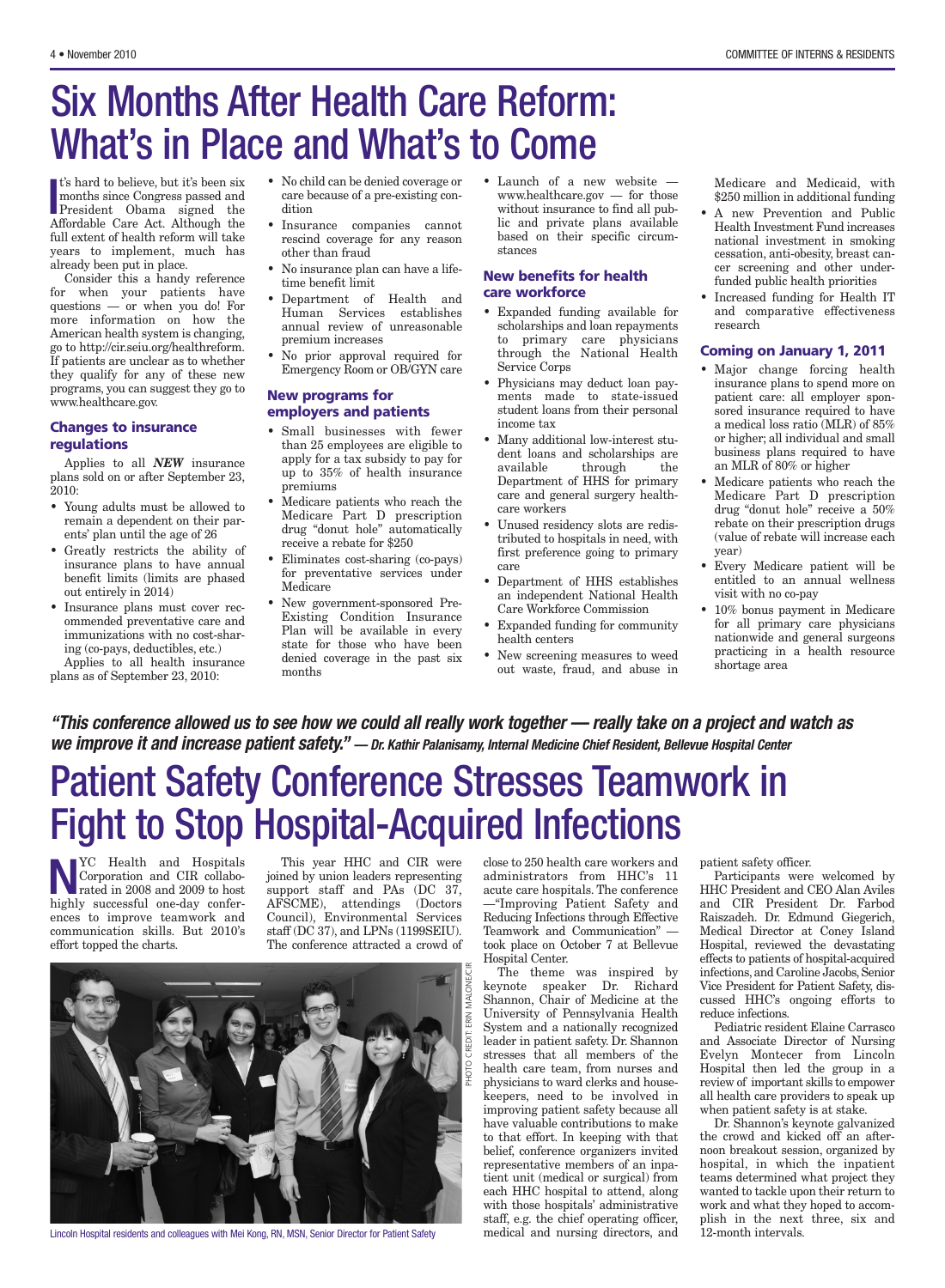# Six Months After Health Care Reform: What's in Place and What's to Come

It's hard to believe, but it's been six months since Congress passed and President Obama signed the Affordable Care Act. Although the full extent of health reform will take years to implement, much has already been put in place.

Consider this a handy reference for when your patients have questions — or when you do! For more information on how the American health system is changing, go to http://cir.seiu.org/healthreform. If patients are unclear as to whether they qualify for any of these new programs, you can suggest they go to www.healthcare.gov.

### Changes to insurance regulations

Applies to all ***NEW*** insurance plans sold on or after September 23, 2010:

- Young adults must be allowed to remain a dependent on their parents' plan until the age of 26
- Greatly restricts the ability of insurance plans to have annual benefit limits (limits are phased out entirely in 2014)
- Insurance plans must cover recommended preventative care and immunizations with no cost-sharing (co-pays, deductibles, etc.)

Applies to all health insurance plans as of September 23, 2010:

- No child can be denied coverage or care because of a pre-existing condition
- Insurance companies cannot rescind coverage for any reason other than fraud
- No insurance plan can have a lifetime benefit limit
- Department of Health and Human Services establishes annual review of unreasonable premium increases
- No prior approval required for Emergency Room or OB/GYN care

### New programs for employers and patients

- Small businesses with fewer than 25 employees are eligible to apply for a tax subsidy to pay for up to 35% of health insurance premiums
- Medicare patients who reach the Medicare Part D prescription drug "donut hole" automatically receive a rebate for $250
- Eliminates cost-sharing (co-pays) for preventative services under Medicare
- New government-sponsored Pre-Existing Condition Insurance Plan will be available in every state for those who have been denied coverage in the past six months
- Launch of a new website — www.healthcare.gov — for those without insurance to find all public and private plans available based on their specific circumstances

### New benefits for health care workforce

- Expanded funding available for scholarships and loan repayments to primary care physicians through the National Health Service Corps
- Physicians may deduct loan payments made to state-issued student loans from their personal income tax
- Many additional low-interest student loans and scholarships are available through the Department of HHS for primary care and general surgery healthcare workers
- Unused residency slots are redistributed to hospitals in need, with first preference going to primary care
- Department of HHS establishes an independent National Health Care Workforce Commission
- Expanded funding for community health centers
- New screening measures to weed out waste, fraud, and abuse in Medicare and Medicaid, with $250 million in additional funding
- A new Prevention and Public Health Investment Fund increases national investment in smoking cessation, anti-obesity, breast cancer screening and other underfunded public health priorities
- Increased funding for Health IT and comparative effectiveness research

### Coming on January 1, 2011

- Major change forcing health insurance plans to spend more on patient care: all employer sponsored insurance required to have a medical loss ratio (MLR) of 85% or higher; all individual and small business plans required to have an MLR of 80% or higher
- Medicare patients who reach the Medicare Part D prescription drug "donut hole" receive a 50% rebate on their prescription drugs (value of rebate will increase each year)
- Every Medicare patient will be entitled to an annual wellness visit with no co-pay
- 10% bonus payment in Medicare for all primary care physicians nationwide and general surgeons practicing in a health resource shortage area

***"This conference allowed us to see how we could all really work together — really take on a project and watch as we improve it and increase patient safety." — Dr. Kathir Palanisamy, Internal Medicine Chief Resident, Bellevue Hospital Center***

# Patient Safety Conference Stresses Teamwork in Fight to Stop Hospital-Acquired Infections

NYC Health and Hospitals Corporation and CIR collaborated in 2008 and 2009 to host highly successful one-day conferences to improve teamwork and communication skills. But 2010's effort topped the charts.

This year HHC and CIR were joined by union leaders representing support staff and PAs (DC 37, AFSCME), attendings (Doctors Council), Environmental Services staff (DC 37), and LPNs (1199SEIU). The conference attracted a crowd of close to 250 health care workers and administrators from HHC's 11 acute care hospitals. The conference —"Improving Patient Safety and Reducing Infections through Effective Teamwork and Communication" — took place on October 7 at Bellevue Hospital Center.

PHOTO CREDIT: ERIN MALONE/CIR

Lincoln Hospital residents and colleagues with Mei Kong, RN, MSN, Senior Director for Patient Safety

The theme was inspired by keynote speaker Dr. Richard Shannon, Chair of Medicine at the University of Pennsylvania Health System and a nationally recognized leader in patient safety. Dr. Shannon stresses that all members of the health care team, from nurses and physicians to ward clerks and housekeepers, need to be involved in improving patient safety because all have valuable contributions to make to that effort. In keeping with that belief, conference organizers invited representative members of an inpatient unit (medical or surgical) from each HHC hospital to attend, along with those hospitals' administrative staff, e.g. the chief operating officer, medical and nursing directors, and patient safety officer.

Participants were welcomed by HHC President and CEO Alan Aviles and CIR President Dr. Farbod Raiszadeh. Dr. Edmund Giegerich, Medical Director at Coney Island Hospital, reviewed the devastating effects to patients of hospital-acquired infections, and Caroline Jacobs, Senior Vice President for Patient Safety, discussed HHC's ongoing efforts to reduce infections.

Pediatric resident Elaine Carrasco and Associate Director of Nursing Evelyn Montecer from Lincoln Hospital then led the group in a review of important skills to empower all health care providers to speak up when patient safety is at stake.

Dr. Shannon's keynote galvanized the crowd and kicked off an afternoon breakout session, organized by hospital, in which the inpatient teams determined what project they wanted to tackle upon their return to work and what they hoped to accomplish in the next three, six and 12-month intervals.